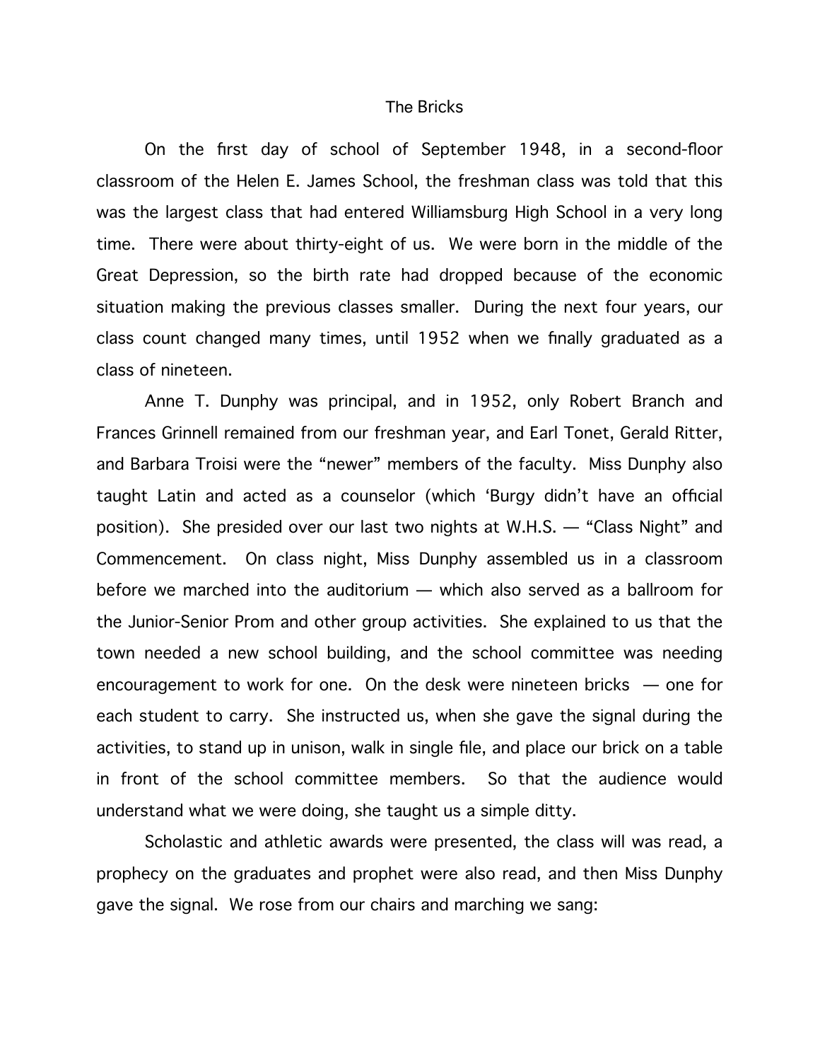# The Bricks

On the first day of school of September 1948, in a second-floor classroom of the Helen E. James School, the freshman class was told that this was the largest class that had entered Williamsburg High School in a very long time. There were about thirty-eight of us. We were born in the middle of the Great Depression, so the birth rate had dropped because of the economic situation making the previous classes smaller. During the next four years, our class count changed many times, until 1952 when we finally graduated as a class of nineteen.

Anne T. Dunphy was principal, and in 1952, only Robert Branch and Frances Grinnell remained from our freshman year, and Earl Tonet, Gerald Ritter, and Barbara Troisi were the "newer" members of the faculty. Miss Dunphy also taught Latin and acted as a counselor (which 'Burgy didn't have an official position). She presided over our last two nights at W.H.S. — "Class Night" and Commencement. On class night, Miss Dunphy assembled us in a classroom before we marched into the auditorium — which also served as a ballroom for the Junior-Senior Prom and other group activities. She explained to us that the town needed a new school building, and the school committee was needing encouragement to work for one. On the desk were nineteen bricks — one for each student to carry. She instructed us, when she gave the signal during the activities, to stand up in unison, walk in single file, and place our brick on a table in front of the school committee members. So that the audience would understand what we were doing, she taught us a simple ditty.

Scholastic and athletic awards were presented, the class will was read, a prophecy on the graduates and prophet were also read, and then Miss Dunphy gave the signal. We rose from our chairs and marching we sang: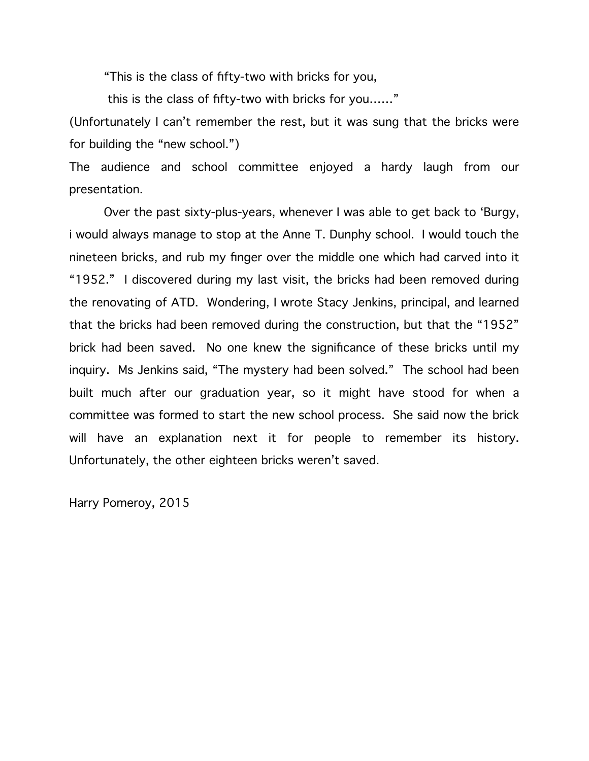"This is the class of fifty-two with bricks for you,

this is the class of fifty-two with bricks for you......"

(Unfortunately I can't remember the rest, but it was sung that the bricks were for building the "new school.")

The audience and school committee enjoyed a hardy laugh from our presentation.

Over the past sixty-plus-years, whenever I was able to get back to 'Burgy, i would always manage to stop at the Anne T. Dunphy school. I would touch the nineteen bricks, and rub my finger over the middle one which had carved into it "1952." I discovered during my last visit, the bricks had been removed during the renovating of ATD. Wondering, I wrote Stacy Jenkins, principal, and learned that the bricks had been removed during the construction, but that the "1952" brick had been saved. No one knew the significance of these bricks until my inquiry. Ms Jenkins said, "The mystery had been solved." The school had been built much after our graduation year, so it might have stood for when a committee was formed to start the new school process. She said now the brick will have an explanation next it for people to remember its history. Unfortunately, the other eighteen bricks weren't saved.

Harry Pomeroy, 2015